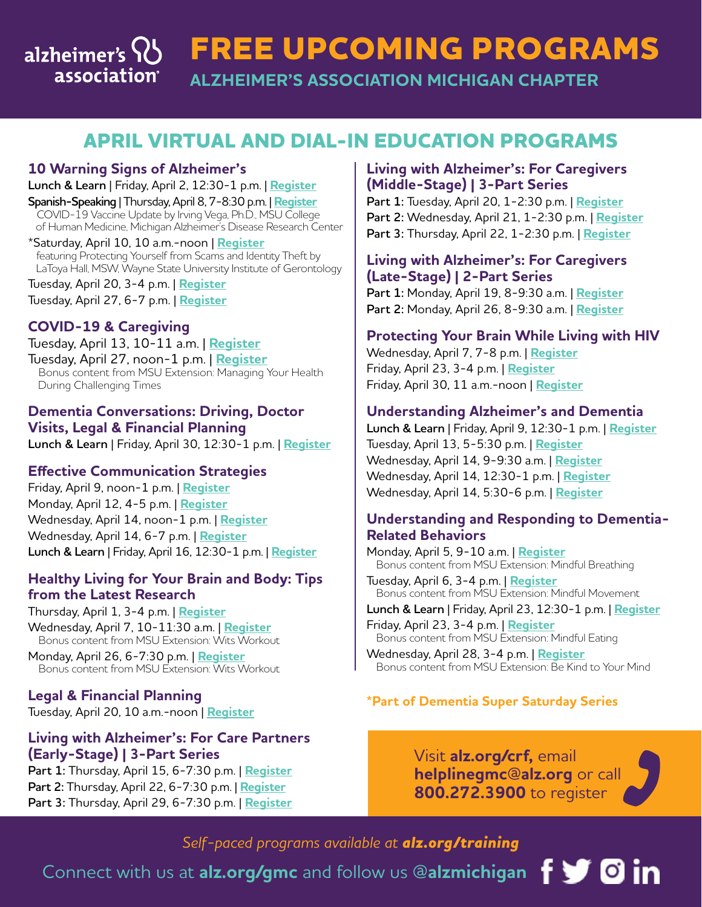alzheimer's association

# FREE UPCOMING PROGRAMS

**ALZHEIMER'S ASSOCIATION MICHIGAN CHAPTER**

## APRIL VIRTUAL AND DIAL-IN EDUCATION PROGRAMS

### 10 Warning Signs of Alzheimer's

**Lunch & Learn** | Friday, April 2, 12:30-1 p.m. | Register

**Spanish-Speaking** | Thursday, April 8, 7-8:30 p.m. | Register
COVID-19 Vaccine Update by Irving Vega, Ph.D., MSU College of Human Medicine, Michigan Alzheimer's Disease Research Center

*Saturday, April 10, 10 a.m.-noon | Register
featuring Protecting Yourself from Scams and Identity Theft by LaToya Hall, MSW, Wayne State University Institute of Gerontology

Tuesday, April 20, 3-4 p.m. | Register

Tuesday, April 27, 6-7 p.m. | Register

### COVID-19 & Caregiving

Tuesday, April 13, 10-11 a.m. | Register

Tuesday, April 27, noon-1 p.m. | Register
Bonus content from MSU Extension: Managing Your Health During Challenging Times

### Dementia Conversations: Driving, Doctor Visits, Legal & Financial Planning

**Lunch & Learn** | Friday, April 30, 12:30-1 p.m. | Register

### Effective Communication Strategies

Friday, April 9, noon-1 p.m. | Register

Monday, April 12, 4-5 p.m. | Register

Wednesday, April 14, noon-1 p.m. | Register

Wednesday, April 14, 6-7 p.m. | Register

**Lunch & Learn** | Friday, April 16, 12:30-1 p.m. | Register

### Healthy Living for Your Brain and Body: Tips from the Latest Research

Thursday, April 1, 3-4 p.m. | Register

Wednesday, April 7, 10-11:30 a.m. | Register
Bonus content from MSU Extension: Wits Workout

Monday, April 26, 6-7:30 p.m. | Register
Bonus content from MSU Extension: Wits Workout

### Legal & Financial Planning

Tuesday, April 20, 10 a.m.-noon | Register

### Living with Alzheimer's: For Care Partners (Early-Stage) | 3-Part Series

**Part 1:** Thursday, April 15, 6-7:30 p.m. | Register

**Part 2:** Thursday, April 22, 6-7:30 p.m. | Register

**Part 3:** Thursday, April 29, 6-7:30 p.m. | Register

### Living with Alzheimer's: For Caregivers (Middle-Stage) | 3-Part Series

**Part 1:** Tuesday, April 20, 1-2:30 p.m. | Register

**Part 2:** Wednesday, April 21, 1-2:30 p.m. | Register

**Part 3:** Thursday, April 22, 1-2:30 p.m. | Register

### Living with Alzheimer's: For Caregivers (Late-Stage) | 2-Part Series

**Part 1:** Monday, April 19, 8-9:30 a.m. | Register

**Part 2:** Monday, April 26, 8-9:30 a.m. | Register

### Protecting Your Brain While Living with HIV

Wednesday, April 7, 7-8 p.m. | Register

Friday, April 23, 3-4 p.m. | Register

Friday, April 30, 11 a.m.-noon | Register

### Understanding Alzheimer's and Dementia

**Lunch & Learn** | Friday, April 9, 12:30-1 p.m. | Register

Tuesday, April 13, 5-5:30 p.m. | Register

Wednesday, April 14, 9-9:30 a.m. | Register

Wednesday, April 14, 12:30-1 p.m. | Register

Wednesday, April 14, 5:30-6 p.m. | Register

### Understanding and Responding to Dementia-Related Behaviors

Monday, April 5, 9-10 a.m. | Register
Bonus content from MSU Extension: Mindful Breathing

Tuesday, April 6, 3-4 p.m. | Register
Bonus content from MSU Extension: Mindful Movement

**Lunch & Learn** | Friday, April 23, 12:30-1 p.m. | Register

Friday, April 23, 3-4 p.m. | Register
Bonus content from MSU Extension: Mindful Eating

Wednesday, April 28, 3-4 p.m. | Register
Bonus content from MSU Extension: Be Kind to Your Mind

***Part of Dementia Super Saturday Series**

Visit **alz.org/crf,** email **helplinegmc@alz.org** or call **800.272.3900** to register

*Self-paced programs available at **alz.org/training***

Connect with us at **alz.org/gmc** and follow us @**alzmichigan**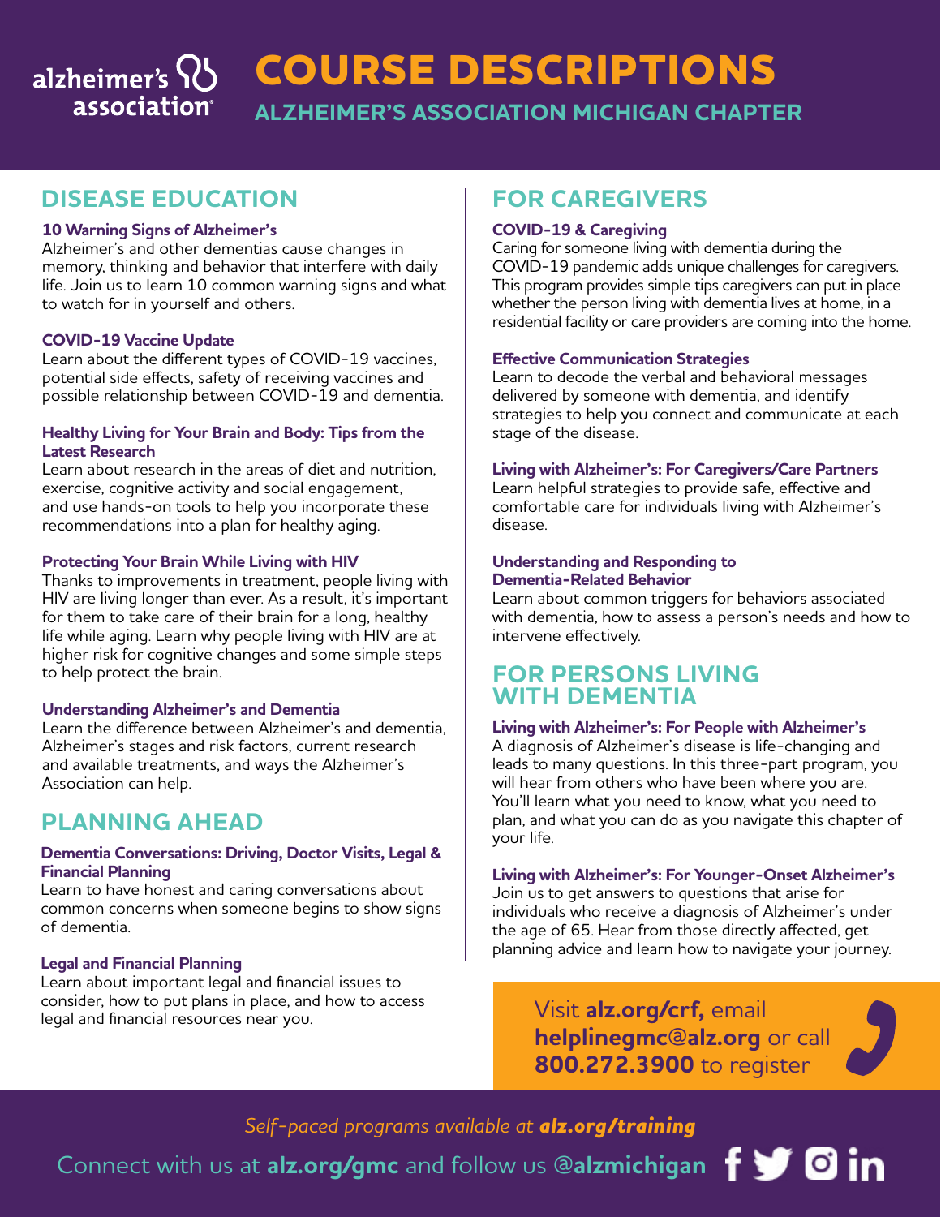alzheimer's association

# COURSE DESCRIPTIONS

## ALZHEIMER'S ASSOCIATION MICHIGAN CHAPTER

## DISEASE EDUCATION

**10 Warning Signs of Alzheimer's**
Alzheimer's and other dementias cause changes in memory, thinking and behavior that interfere with daily life. Join us to learn 10 common warning signs and what to watch for in yourself and others.

**COVID-19 Vaccine Update**
Learn about the different types of COVID-19 vaccines, potential side effects, safety of receiving vaccines and possible relationship between COVID-19 and dementia.

**Healthy Living for Your Brain and Body: Tips from the Latest Research**
Learn about research in the areas of diet and nutrition, exercise, cognitive activity and social engagement, and use hands-on tools to help you incorporate these recommendations into a plan for healthy aging.

**Protecting Your Brain While Living with HIV**
Thanks to improvements in treatment, people living with HIV are living longer than ever. As a result, it's important for them to take care of their brain for a long, healthy life while aging. Learn why people living with HIV are at higher risk for cognitive changes and some simple steps to help protect the brain.

**Understanding Alzheimer's and Dementia**
Learn the difference between Alzheimer's and dementia, Alzheimer's stages and risk factors, current research and available treatments, and ways the Alzheimer's Association can help.

## PLANNING AHEAD

**Dementia Conversations: Driving, Doctor Visits, Legal & Financial Planning**
Learn to have honest and caring conversations about common concerns when someone begins to show signs of dementia.

**Legal and Financial Planning**
Learn about important legal and financial issues to consider, how to put plans in place, and how to access legal and financial resources near you.

## FOR CAREGIVERS

**COVID-19 & Caregiving**
Caring for someone living with dementia during the COVID-19 pandemic adds unique challenges for caregivers. This program provides simple tips caregivers can put in place whether the person living with dementia lives at home, in a residential facility or care providers are coming into the home.

**Effective Communication Strategies**
Learn to decode the verbal and behavioral messages delivered by someone with dementia, and identify strategies to help you connect and communicate at each stage of the disease.

**Living with Alzheimer's: For Caregivers/Care Partners**
Learn helpful strategies to provide safe, effective and comfortable care for individuals living with Alzheimer's disease.

**Understanding and Responding to Dementia-Related Behavior**
Learn about common triggers for behaviors associated with dementia, how to assess a person's needs and how to intervene effectively.

## FOR PERSONS LIVING WITH DEMENTIA

**Living with Alzheimer's: For People with Alzheimer's**
A diagnosis of Alzheimer's disease is life-changing and leads to many questions. In this three-part program, you will hear from others who have been where you are. You'll learn what you need to know, what you need to plan, and what you can do as you navigate this chapter of your life.

**Living with Alzheimer's: For Younger-Onset Alzheimer's**
Join us to get answers to questions that arise for individuals who receive a diagnosis of Alzheimer's under the age of 65. Hear from those directly affected, get planning advice and learn how to navigate your journey.

Visit **alz.org/crf,** email **helplinegmc@alz.org** or call **800.272.3900** to register

*Self-paced programs available at **alz.org/training***

Connect with us at **alz.org/gmc** and follow us @**alzmichigan**